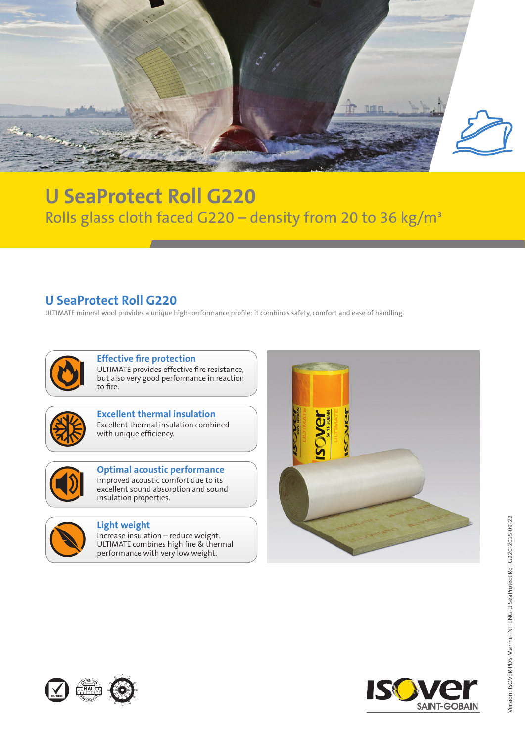# U SeaProtect Roll G220

Rolls glass cloth faced G220 – density from 20 to 36 kg/m³

## U SeaProtect Roll G220

ULTIMATE mineral wool provides a unique high-performance profile: it combines safety, comfort and ease of handling.

### Effective fire protection

ULTIMATE provides effective fire resistance, but also very good performance in reaction to fire.

### Excellent thermal insulation

Excellent thermal insulation combined with unique efficiency.

### Optimal acoustic performance

Improved acoustic comfort due to its excellent sound absorption and sound insulation properties.

### Light weight

Increase insulation – reduce weight. ULTIMATE combines high fire & thermal performance with very low weight.

Version: ISOVER-PDS-Marine-INT-ENG-U SeaProtect Roll G220-2015-09-22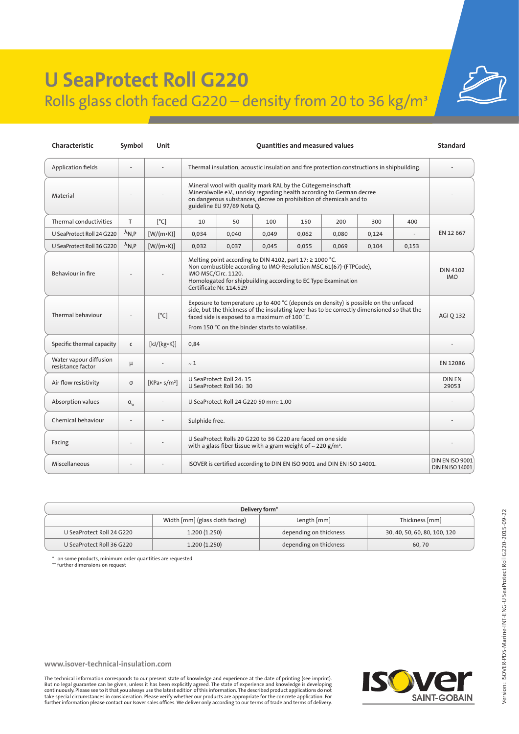# U SeaProtect Roll G220

## Rolls glass cloth faced G220 – density from 20 to 36 kg/m³

| Characteristic | Symbol | Unit | Quantities and measured values | | | | | | | Standard |
|---|---|---|---|---|---|---|---|---|---|---|
| Application fields | - | - | Thermal insulation, acoustic insulation and fire protection constructions in shipbuilding. | | | | | | | - |
| Material | - | - | Mineral wool with quality mark RAL by the Gütegemeinschaft Mineralwolle e.V., unrisky regarding health according to German decree on dangerous substances, decree on prohibition of chemicals and to guideline EU 97/69 Nota Q. | | | | | | | - |
| Thermal conductivities | T | [°C] | 10 | 50 | 100 | 150 | 200 | 300 | 400 | EN 12 667 |
| U SeaProtect Roll 24 G220 | $\lambda_{N,P}$ | [W/(m•K)] | 0,034 | 0,040 | 0,049 | 0,062 | 0,080 | 0,124 | - | |
| U SeaProtect Roll 36 G220 | $\lambda_{N,P}$ | [W/(m•K)] | 0,032 | 0,037 | 0,045 | 0,055 | 0,069 | 0,104 | 0,153 | |
| Behaviour in fire | - | - | Melting point according to DIN 4102, part 17: ≥ 1000 °C. Non combustible according to IMO-Resolution MSC.61(67)-(FTPCode), IMO MSC/Circ. 1120. Homologated for shipbuilding according to EC Type Examination Certificate Nr. 114.529 | | | | | | | DIN 4102 IMO |
| Thermal behaviour | - | [°C] | Exposure to temperature up to 400 °C (depends on density) is possible on the unfaced side, but the thickness of the insulating layer has to be correctly dimensioned so that the faced side is exposed to a maximum of 100 °C. From 150 °C on the binder starts to volatilise. | | | | | | | AGI Q 132 |
| Specific thermal capacity | c | [kJ/(kg•K)] | 0,84 | | | | | | | - |
| Water vapour diffusion resistance factor | μ | - | ~ 1 | | | | | | | EN 12086 |
| Air flow resistivity | σ | [KPa• s/m²] | U SeaProtect Roll 24: 15<br>U SeaProtect Roll 36: 30 | | | | | | | DIN EN 29053 |
| Absorption values | $\alpha_w$ | - | U SeaProtect Roll 24 G220 50 mm: 1,00 | | | | | | | - |
| Chemical behaviour | - | - | Sulphide free. | | | | | | | - |
| Facing | - | - | U SeaProtect Rolls 20 G220 to 36 G220 are faced on one side with a glass fiber tissue with a gram weight of ~ 220 g/m². | | | | | | | - |
| Miscellaneous | - | - | ISOVER is certified according to DIN EN ISO 9001 and DIN EN ISO 14001. | | | | | | | DIN EN ISO 9001 DIN EN ISO 14001 |

| Delivery form* | | | |
|---|---|---|---|
| | Width [mm] (glass cloth facing) | Length [mm] | Thickness [mm] |
| U SeaProtect Roll 24 G220 | 1.200 (1.250) | depending on thickness | 30, 40, 50, 60, 80, 100, 120 |
| U SeaProtect Roll 36 G220 | 1.200 (1.250) | depending on thickness | 60, 70 |

\* on some products, minimum order quantities are requested
** further dimensions on request

www.isover-technical-insulation.com

The technical information corresponds to our present state of knowledge and experience at the date of printing (see imprint). But no legal guarantee can be given, unless it has been explicitly agreed. The state of experience and knowledge is developing continuously. Please see to it that you always use the latest edition of this information. The described product applications do not take special circumstances in consideration. Please verify whether our products are appropriate for the concrete application. For further information please contact our Isover sales offices. We deliver only according to our terms of trade and terms of delivery.

ISOVER SAINT-GOBAIN

Version: ISOVER-PDS-Marine-INT-ENG-U SeaProtect Roll G220-2015-09-22